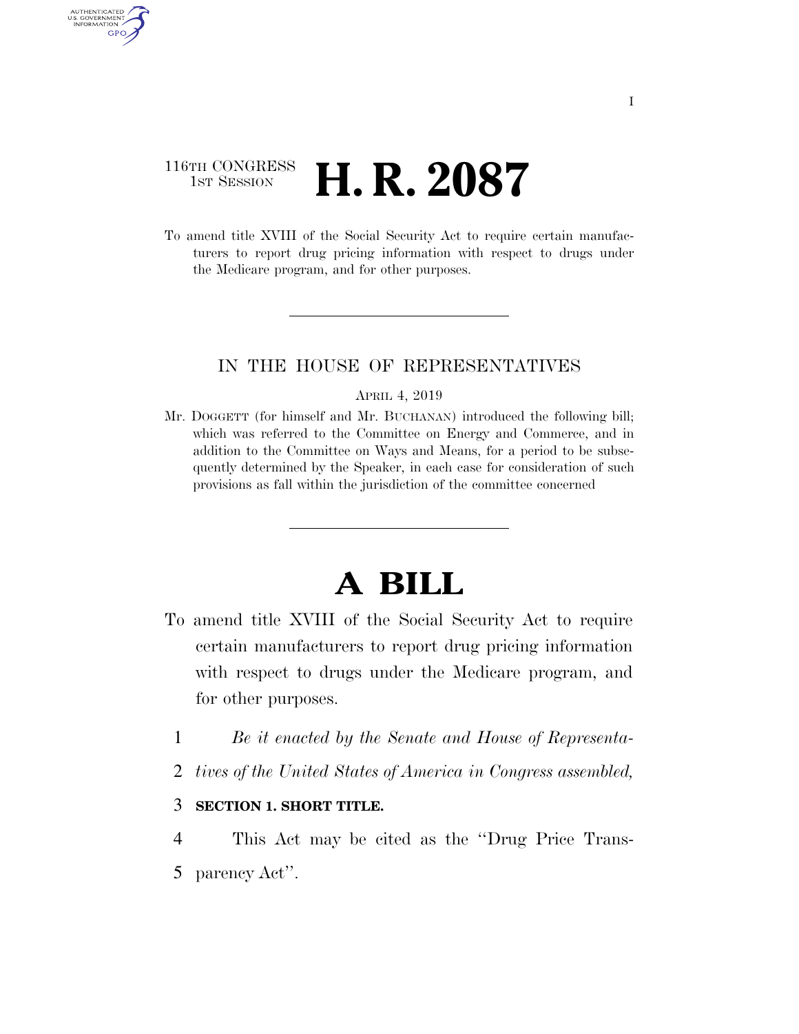116TH CONGRESS
1ST SESSION

# H. R. 2087

To amend title XVIII of the Social Security Act to require certain manufacturers to report drug pricing information with respect to drugs under the Medicare program, and for other purposes.

---

IN THE HOUSE OF REPRESENTATIVES

APRIL 4, 2019

Mr. DOGGETT (for himself and Mr. BUCHANAN) introduced the following bill; which was referred to the Committee on Energy and Commerce, and in addition to the Committee on Ways and Means, for a period to be subsequently determined by the Speaker, in each case for consideration of such provisions as fall within the jurisdiction of the committee concerned

---

# A BILL

To amend title XVIII of the Social Security Act to require certain manufacturers to report drug pricing information with respect to drugs under the Medicare program, and for other purposes.

1 *Be it enacted by the Senate and House of Representa-*
2 *tives of the United States of America in Congress assembled,*

3 **SECTION 1. SHORT TITLE.**

4 This Act may be cited as the ''Drug Price Trans-
5 parency Act''.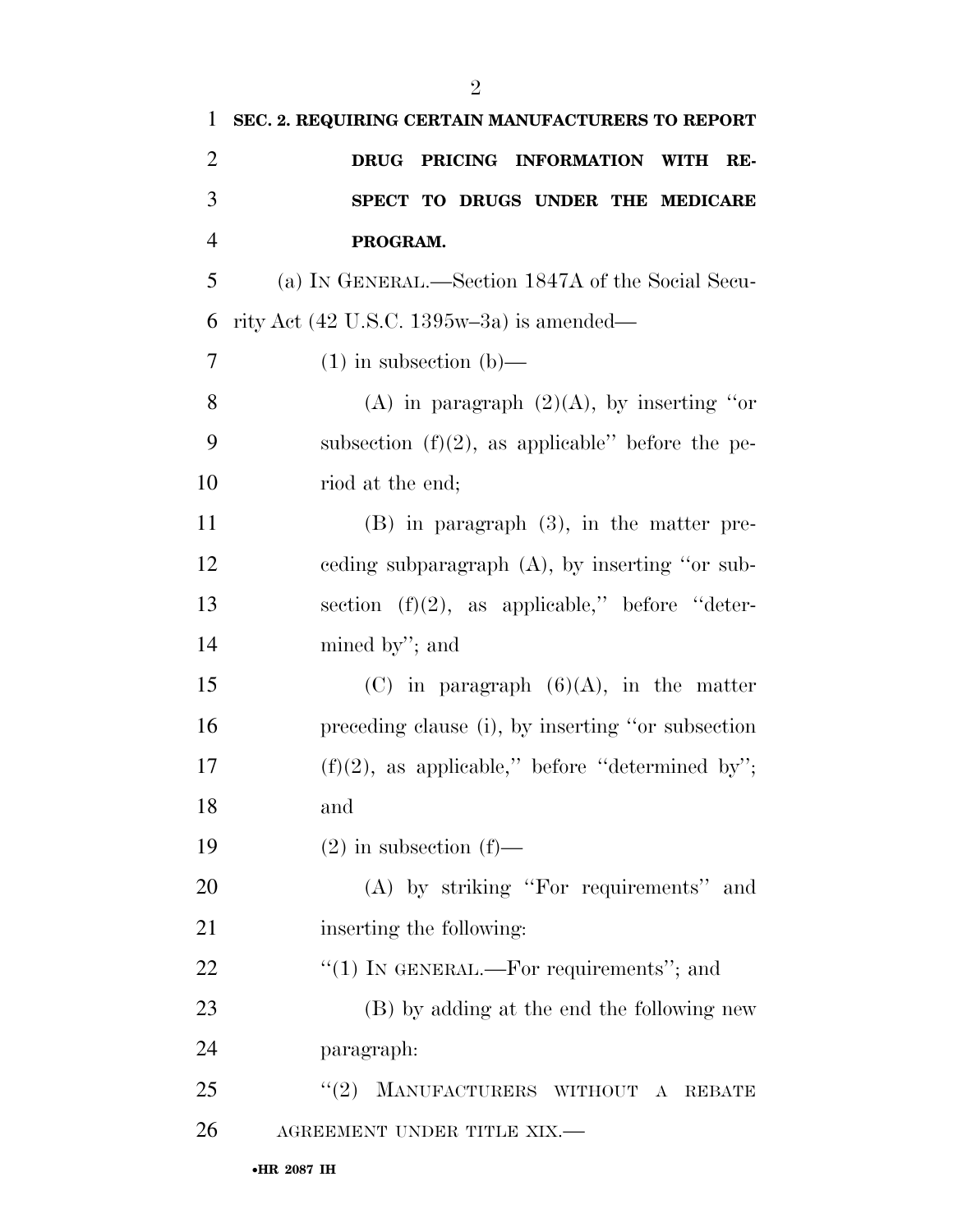**SEC. 2. REQUIRING CERTAIN MANUFACTURERS TO REPORT DRUG PRICING INFORMATION WITH RESPECT TO DRUGS UNDER THE MEDICARE PROGRAM.**

(a) IN GENERAL.—Section 1847A of the Social Security Act (42 U.S.C. 1395w–3a) is amended—

(1) in subsection (b)—

(A) in paragraph (2)(A), by inserting "or subsection (f)(2), as applicable" before the period at the end;

(B) in paragraph (3), in the matter preceding subparagraph (A), by inserting "or subsection (f)(2), as applicable," before "determined by"; and

(C) in paragraph (6)(A), in the matter preceding clause (i), by inserting "or subsection (f)(2), as applicable," before "determined by"; and

(2) in subsection (f)—

(A) by striking "For requirements" and inserting the following:

"(1) IN GENERAL.—For requirements"; and

(B) by adding at the end the following new paragraph:

"(2) MANUFACTURERS WITHOUT A REBATE AGREEMENT UNDER TITLE XIX.—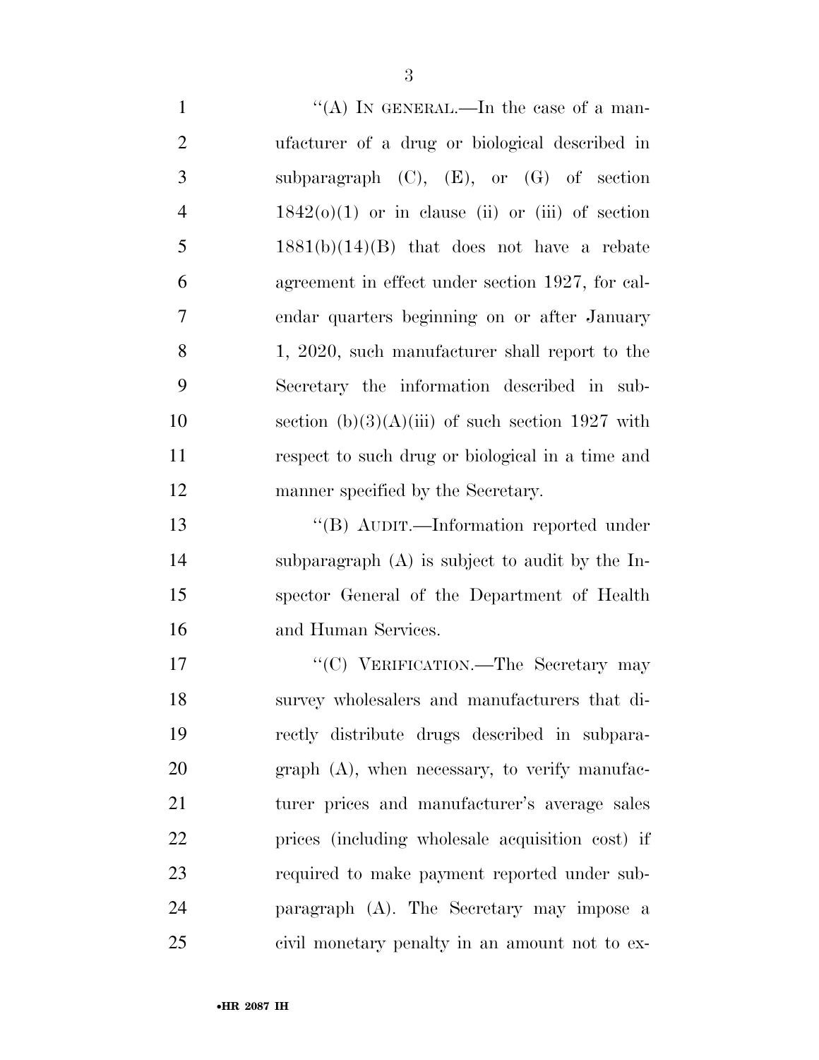"(A) IN GENERAL.—In the case of a manufacturer of a drug or biological described in subparagraph (C), (E), or (G) of section 1842(o)(1) or in clause (ii) or (iii) of section 1881(b)(14)(B) that does not have a rebate agreement in effect under section 1927, for calendar quarters beginning on or after January 1, 2020, such manufacturer shall report to the Secretary the information described in subsection (b)(3)(A)(iii) of such section 1927 with respect to such drug or biological in a time and manner specified by the Secretary.

"(B) AUDIT.—Information reported under subparagraph (A) is subject to audit by the Inspector General of the Department of Health and Human Services.

"(C) VERIFICATION.—The Secretary may survey wholesalers and manufacturers that directly distribute drugs described in subparagraph (A), when necessary, to verify manufacturer prices and manufacturer's average sales prices (including wholesale acquisition cost) if required to make payment reported under subparagraph (A). The Secretary may impose a civil monetary penalty in an amount not to ex-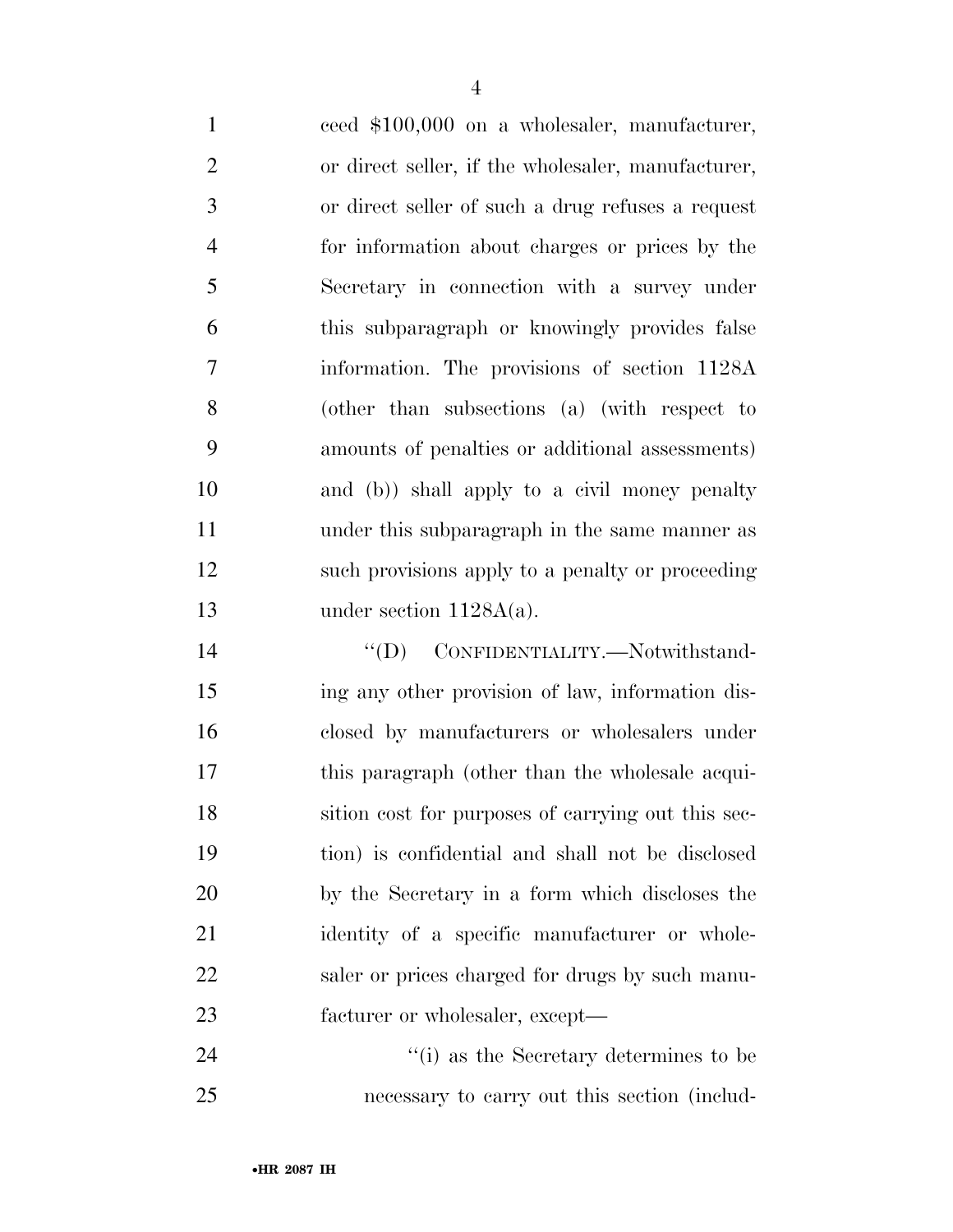ceed $100,000 on a wholesaler, manufacturer, or direct seller, if the wholesaler, manufacturer, or direct seller of such a drug refuses a request for information about charges or prices by the Secretary in connection with a survey under this subparagraph or knowingly provides false information. The provisions of section 1128A (other than subsections (a) (with respect to amounts of penalties or additional assessments) and (b)) shall apply to a civil money penalty under this subparagraph in the same manner as such provisions apply to a penalty or proceeding under section 1128A(a).

''(D) CONFIDENTIALITY.—Notwithstanding any other provision of law, information disclosed by manufacturers or wholesalers under this paragraph (other than the wholesale acquisition cost for purposes of carrying out this section) is confidential and shall not be disclosed by the Secretary in a form which discloses the identity of a specific manufacturer or wholesaler or prices charged for drugs by such manufacturer or wholesaler, except—

''(i) as the Secretary determines to be necessary to carry out this section (includ-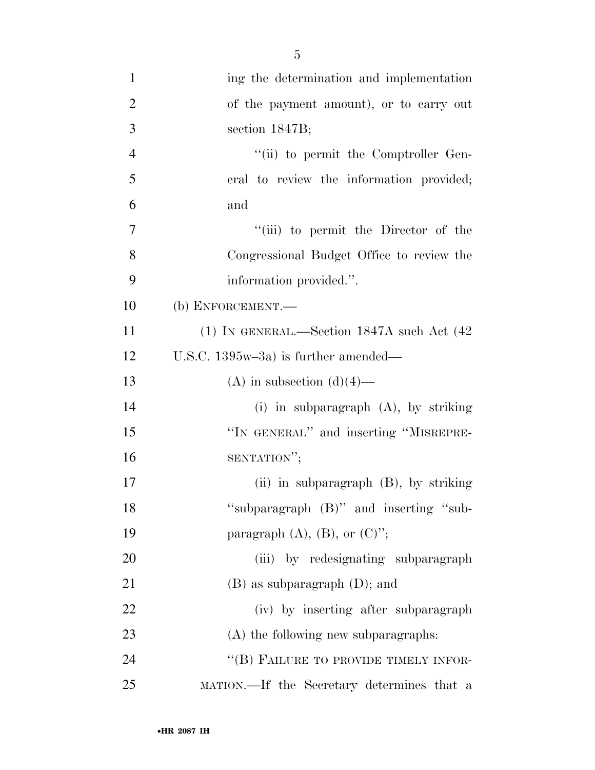ing the determination and implementation of the payment amount), or to carry out section 1847B;

''(ii) to permit the Comptroller General to review the information provided; and

''(iii) to permit the Director of the Congressional Budget Office to review the information provided.''.

(b) ENFORCEMENT.—

(1) IN GENERAL.—Section 1847A such Act (42 U.S.C. 1395w–3a) is further amended—

(A) in subsection (d)(4)—

(i) in subparagraph (A), by striking ''IN GENERAL'' and inserting ''MISREPRESENTATION'';

(ii) in subparagraph (B), by striking ''subparagraph (B)'' and inserting ''subparagraph (A), (B), or (C)'';

(iii) by redesignating subparagraph (B) as subparagraph (D); and

(iv) by inserting after subparagraph (A) the following new subparagraphs:

''(B) FAILURE TO PROVIDE TIMELY INFORMATION.—If the Secretary determines that a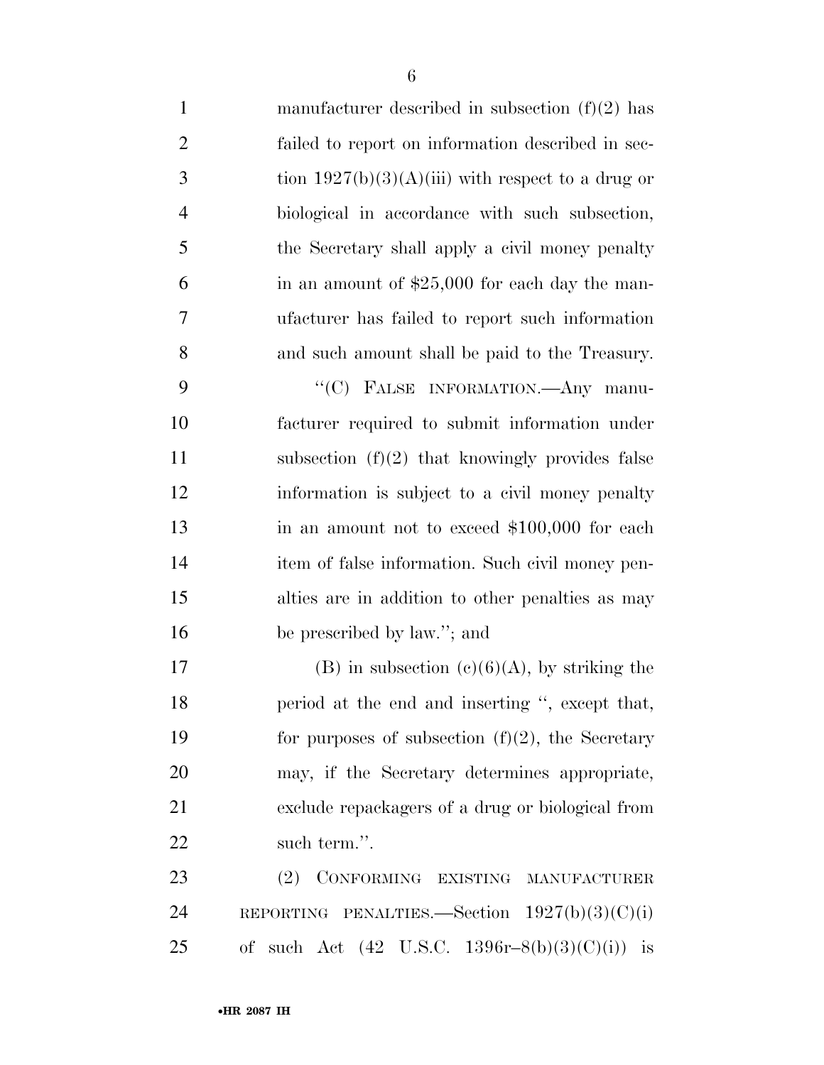manufacturer described in subsection (f)(2) has failed to report on information described in section 1927(b)(3)(A)(iii) with respect to a drug or biological in accordance with such subsection, the Secretary shall apply a civil money penalty in an amount of $25,000 for each day the manufacturer has failed to report such information and such amount shall be paid to the Treasury.

"(C) FALSE INFORMATION.—Any manufacturer required to submit information under subsection (f)(2) that knowingly provides false information is subject to a civil money penalty in an amount not to exceed $100,000 for each item of false information. Such civil money penalties are in addition to other penalties as may be prescribed by law."; and

(B) in subsection (c)(6)(A), by striking the period at the end and inserting ", except that, for purposes of subsection (f)(2), the Secretary may, if the Secretary determines appropriate, exclude repackagers of a drug or biological from such term.".

(2) CONFORMING EXISTING MANUFACTURER REPORTING PENALTIES.—Section 1927(b)(3)(C)(i) of such Act (42 U.S.C. 1396r–8(b)(3)(C)(i)) is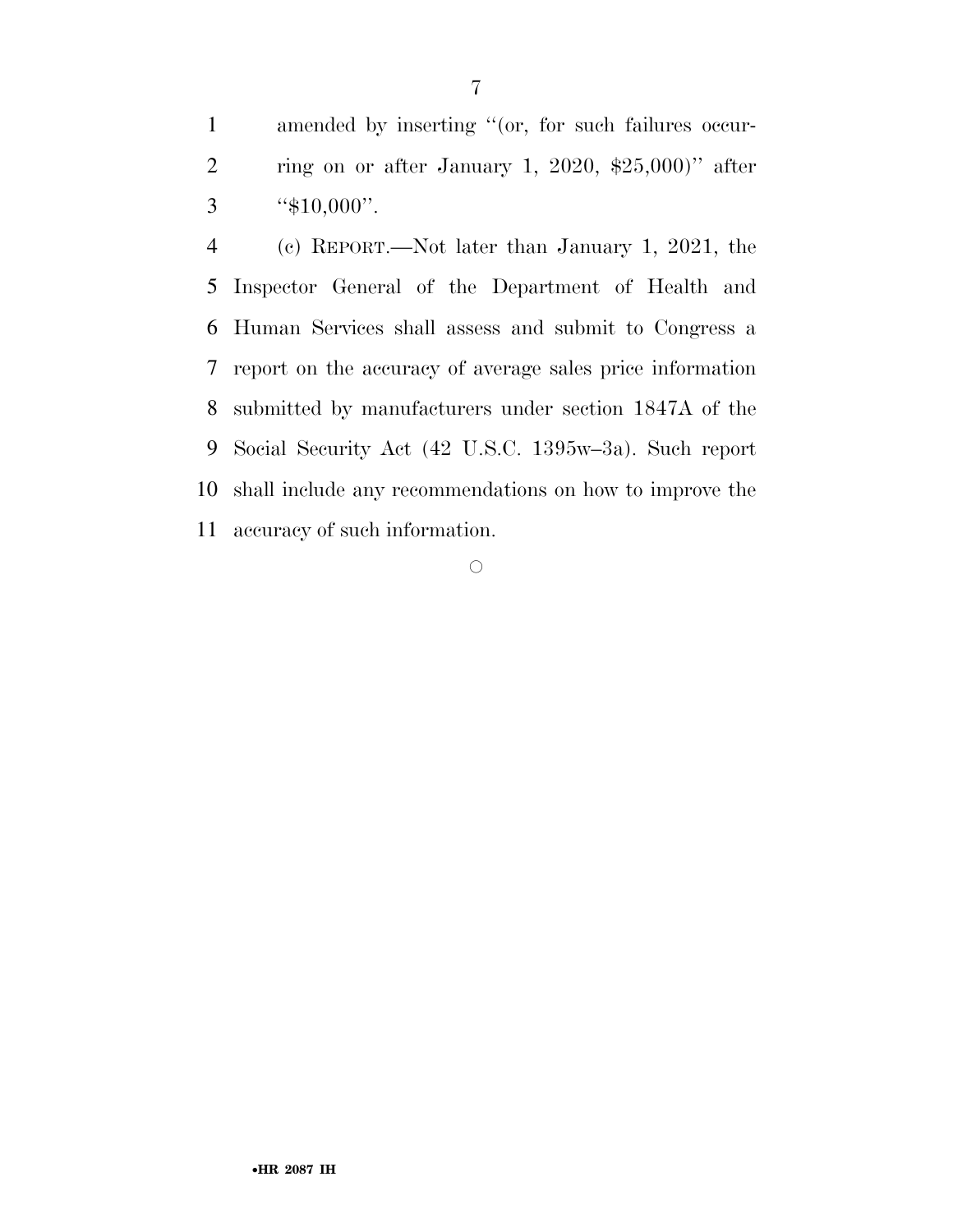amended by inserting "(or, for such failures occurring on or after January 1, 2020, $25,000)" after "$10,000".

(c) REPORT.—Not later than January 1, 2021, the Inspector General of the Department of Health and Human Services shall assess and submit to Congress a report on the accuracy of average sales price information submitted by manufacturers under section 1847A of the Social Security Act (42 U.S.C. 1395w–3a). Such report shall include any recommendations on how to improve the accuracy of such information.

○